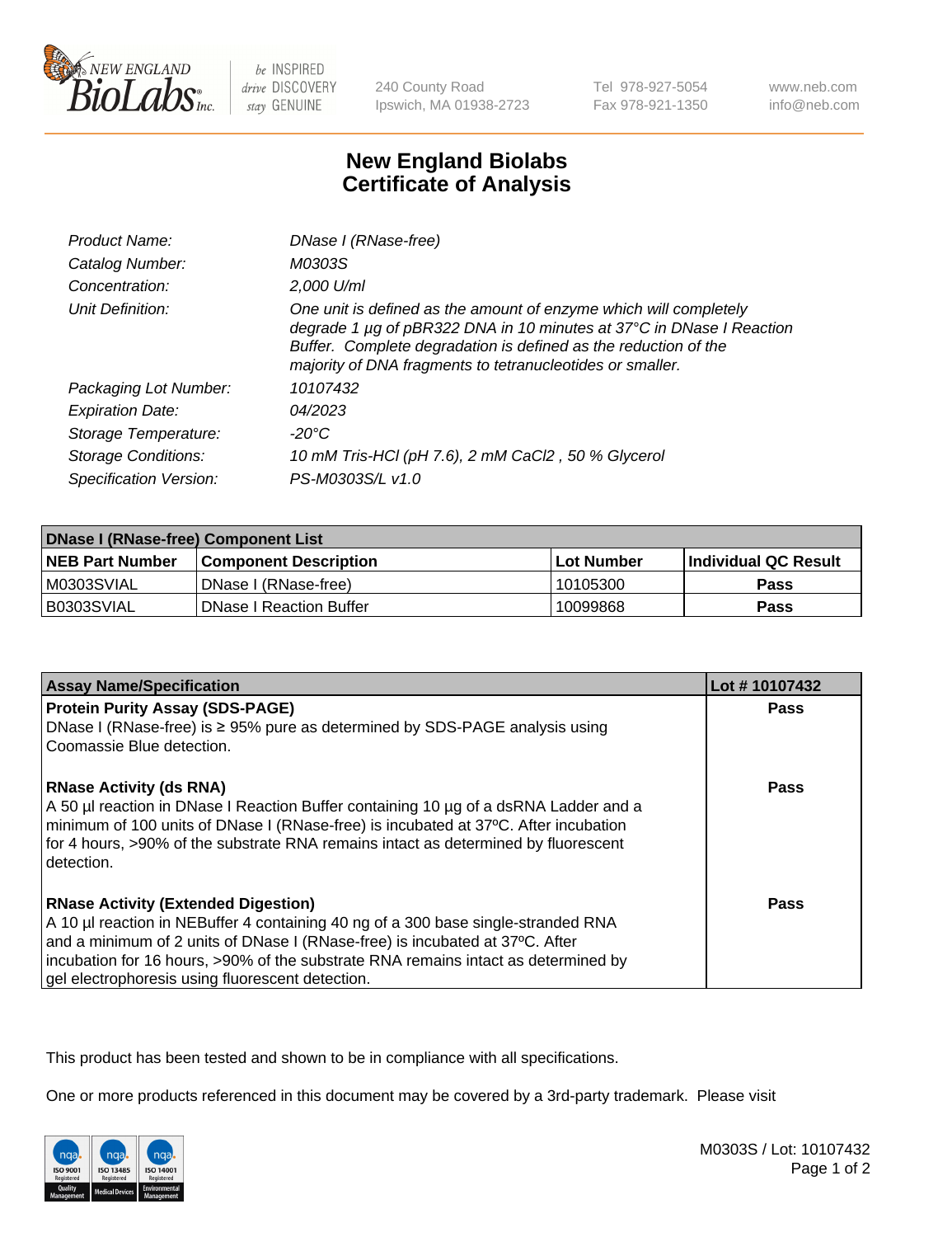# New England Biolabs Certificate of Analysis

| | |
|---|---|
| Product Name: | *DNase I (RNase-free)* |
| Catalog Number: | *M0303S* |
| Concentration: | *2,000 U/ml* |
| Unit Definition: | *One unit is defined as the amount of enzyme which will completely degrade 1 µg of pBR322 DNA in 10 minutes at 37°C in DNase I Reaction Buffer. Complete degradation is defined as the reduction of the majority of DNA fragments to tetranucleotides or smaller.* |
| Packaging Lot Number: | *10107432* |
| Expiration Date: | *04/2023* |
| Storage Temperature: | *-20°C* |
| Storage Conditions: | *10 mM Tris-HCl (pH 7.6), 2 mM CaCl2 , 50 % Glycerol* |
| Specification Version: | *PS-M0303S/L v1.0* |

| DNase I (RNase-free) Component List | | | |
|---|---|---|---|
| **NEB Part Number** | **Component Description** | **Lot Number** | **Individual QC Result** |
| M0303SVIAL | DNase I (RNase-free) | 10105300 | **Pass** |
| B0303SVIAL | DNase I Reaction Buffer | 10099868 | **Pass** |

| Assay Name/Specification | Lot # 10107432 |
|---|---|
| **Protein Purity Assay (SDS-PAGE)**<br>DNase I (RNase-free) is ≥ 95% pure as determined by SDS-PAGE analysis using Coomassie Blue detection. | **Pass** |
| **RNase Activity (ds RNA)**<br>A 50 µl reaction in DNase I Reaction Buffer containing 10 µg of a dsRNA Ladder and a minimum of 100 units of DNase I (RNase-free) is incubated at 37ºC. After incubation for 4 hours, >90% of the substrate RNA remains intact as determined by fluorescent detection. | **Pass** |
| **RNase Activity (Extended Digestion)**<br>A 10 µl reaction in NEBuffer 4 containing 40 ng of a 300 base single-stranded RNA and a minimum of 2 units of DNase I (RNase-free) is incubated at 37ºC. After incubation for 16 hours, >90% of the substrate RNA remains intact as determined by gel electrophoresis using fluorescent detection. | **Pass** |

This product has been tested and shown to be in compliance with all specifications.

One or more products referenced in this document may be covered by a 3rd-party trademark. Please visit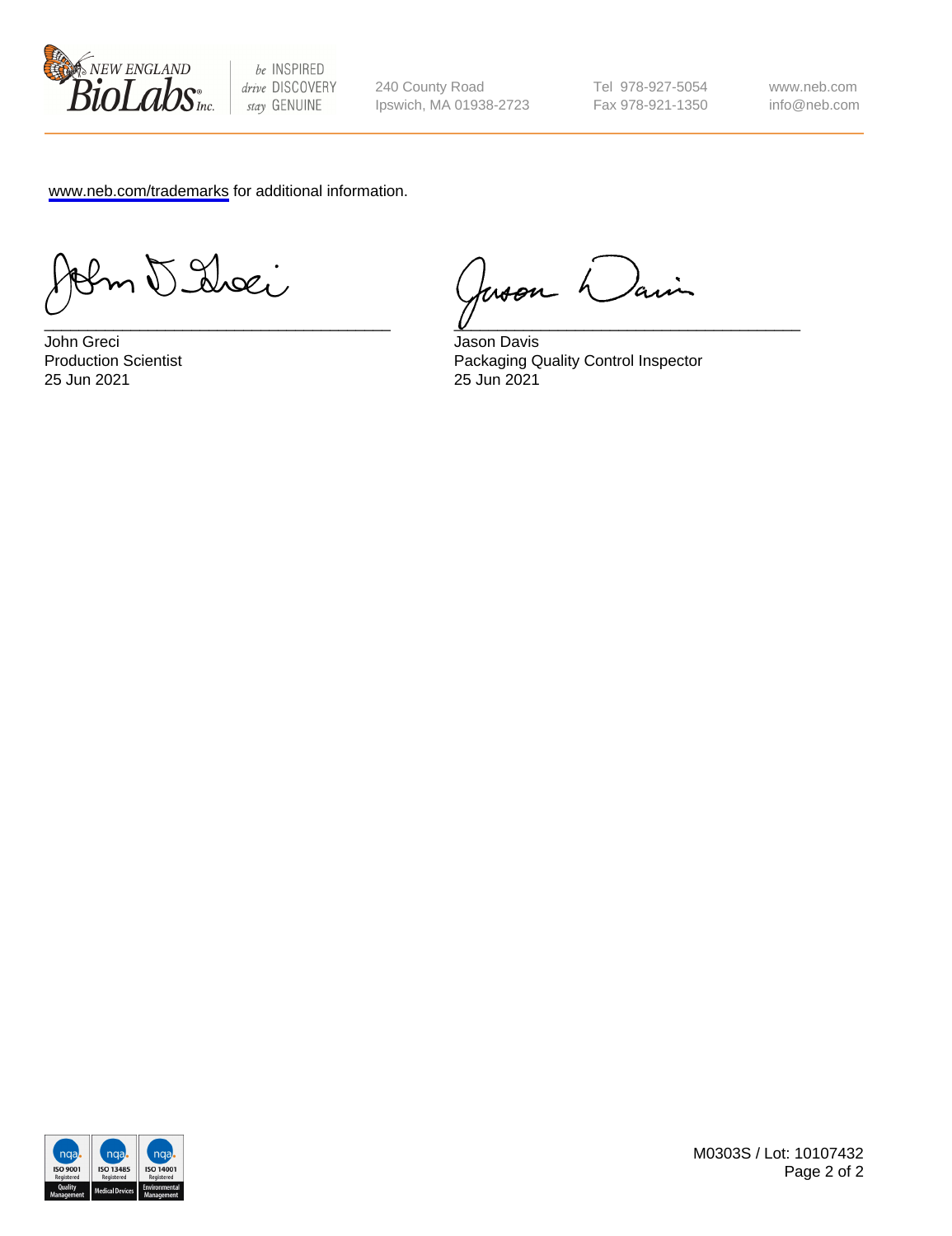www.neb.com/trademarks for additional information.

John Greci
Production Scientist
25 Jun 2021

Jason Davis
Packaging Quality Control Inspector
25 Jun 2021

M0303S / Lot: 10107432